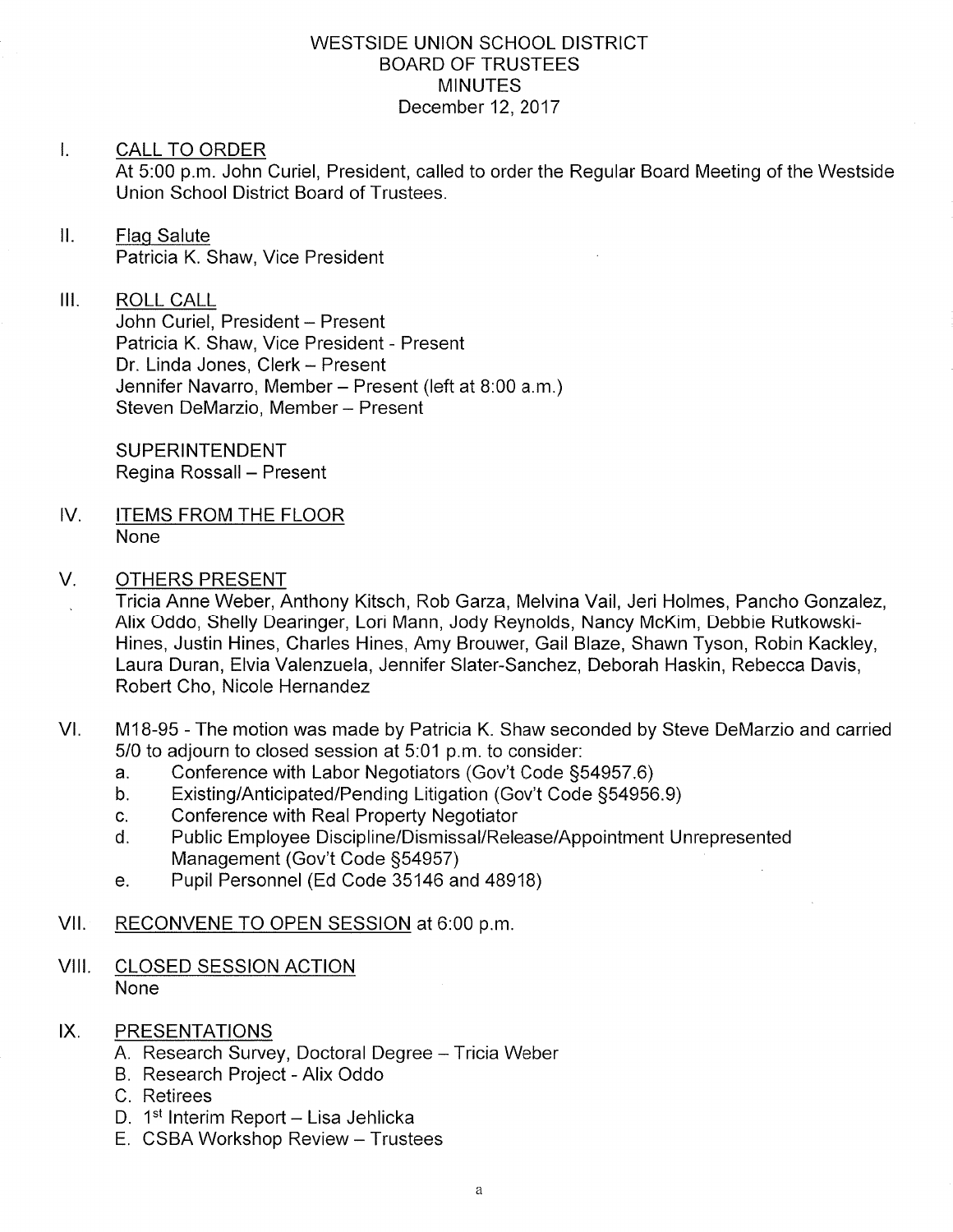# WESTSIDE UNION SCHOOL DISTRICT
## BOARD OF TRUSTEES
## MINUTES
### December 12, 2017

I. CALL TO ORDER

At 5:00 p.m. John Curiel, President, called to order the Regular Board Meeting of the Westside Union School District Board of Trustees.

II. Flag Salute

Patricia K. Shaw, Vice President

III. ROLL CALL

John Curiel, President – Present
Patricia K. Shaw, Vice President - Present
Dr. Linda Jones, Clerk – Present
Jennifer Navarro, Member – Present (left at 8:00 a.m.)
Steven DeMarzio, Member – Present

SUPERINTENDENT
Regina Rossall – Present

IV. ITEMS FROM THE FLOOR

None

V. OTHERS PRESENT

Tricia Anne Weber, Anthony Kitsch, Rob Garza, Melvina Vail, Jeri Holmes, Pancho Gonzalez, Alix Oddo, Shelly Dearinger, Lori Mann, Jody Reynolds, Nancy McKim, Debbie Rutkowski-Hines, Justin Hines, Charles Hines, Amy Brouwer, Gail Blaze, Shawn Tyson, Robin Kackley, Laura Duran, Elvia Valenzuela, Jennifer Slater-Sanchez, Deborah Haskin, Rebecca Davis, Robert Cho, Nicole Hernandez

VI. M18-95 - The motion was made by Patricia K. Shaw seconded by Steve DeMarzio and carried 5/0 to adjourn to closed session at 5:01 p.m. to consider:

a. Conference with Labor Negotiators (Gov't Code §54957.6)
b. Existing/Anticipated/Pending Litigation (Gov't Code §54956.9)
c. Conference with Real Property Negotiator
d. Public Employee Discipline/Dismissal/Release/Appointment Unrepresented Management (Gov't Code §54957)
e. Pupil Personnel (Ed Code 35146 and 48918)

VII. RECONVENE TO OPEN SESSION at 6:00 p.m.

VIII. CLOSED SESSION ACTION

None

IX. PRESENTATIONS

A. Research Survey, Doctoral Degree – Tricia Weber
B. Research Project - Alix Oddo
C. Retirees
D. 1st Interim Report – Lisa Jehlicka
E. CSBA Workshop Review – Trustees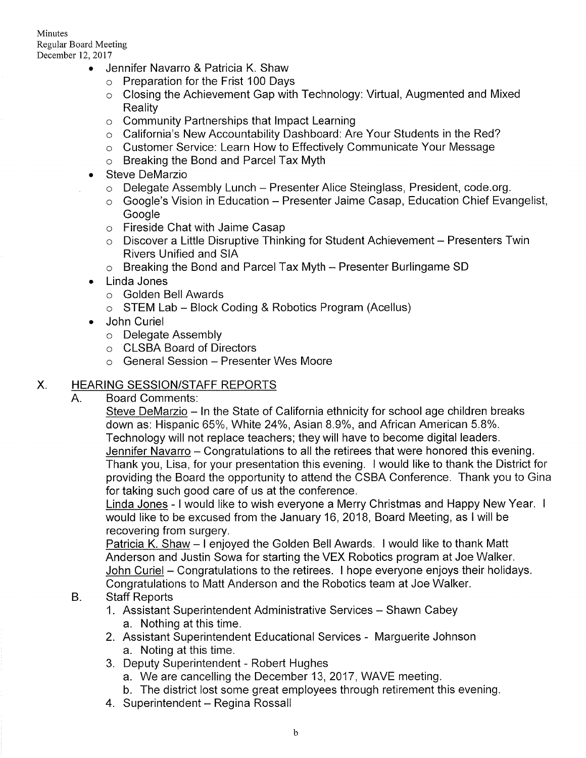- Jennifer Navarro & Patricia K. Shaw
  - Preparation for the Frist 100 Days
  - Closing the Achievement Gap with Technology: Virtual, Augmented and Mixed Reality
  - Community Partnerships that Impact Learning
  - California's New Accountability Dashboard: Are Your Students in the Red?
  - Customer Service: Learn How to Effectively Communicate Your Message
  - Breaking the Bond and Parcel Tax Myth
- Steve DeMarzio
  - Delegate Assembly Lunch – Presenter Alice Steinglass, President, code.org.
  - Google's Vision in Education – Presenter Jaime Casap, Education Chief Evangelist, Google
  - Fireside Chat with Jaime Casap
  - Discover a Little Disruptive Thinking for Student Achievement – Presenters Twin Rivers Unified and SIA
  - Breaking the Bond and Parcel Tax Myth – Presenter Burlingame SD
- Linda Jones
  - Golden Bell Awards
  - STEM Lab – Block Coding & Robotics Program (Acellus)
- John Curiel
  - Delegate Assembly
  - CLSBA Board of Directors
  - General Session – Presenter Wes Moore

## X. HEARING SESSION/STAFF REPORTS

A. Board Comments:

Steve DeMarzio – In the State of California ethnicity for school age children breaks down as: Hispanic 65%, White 24%, Asian 8.9%, and African American 5.8%. Technology will not replace teachers; they will have to become digital leaders.

Jennifer Navarro – Congratulations to all the retirees that were honored this evening. Thank you, Lisa, for your presentation this evening. I would like to thank the District for providing the Board the opportunity to attend the CSBA Conference. Thank you to Gina for taking such good care of us at the conference.

Linda Jones - I would like to wish everyone a Merry Christmas and Happy New Year. I would like to be excused from the January 16, 2018, Board Meeting, as I will be recovering from surgery.

Patricia K. Shaw – I enjoyed the Golden Bell Awards. I would like to thank Matt Anderson and Justin Sowa for starting the VEX Robotics program at Joe Walker.

John Curiel – Congratulations to the retirees. I hope everyone enjoys their holidays. Congratulations to Matt Anderson and the Robotics team at Joe Walker.

B. Staff Reports

1. Assistant Superintendent Administrative Services – Shawn Cabey
   a. Nothing at this time.
2. Assistant Superintendent Educational Services - Marguerite Johnson
   a. Noting at this time.
3. Deputy Superintendent - Robert Hughes
   a. We are cancelling the December 13, 2017, WAVE meeting.
   b. The district lost some great employees through retirement this evening.
4. Superintendent – Regina Rossall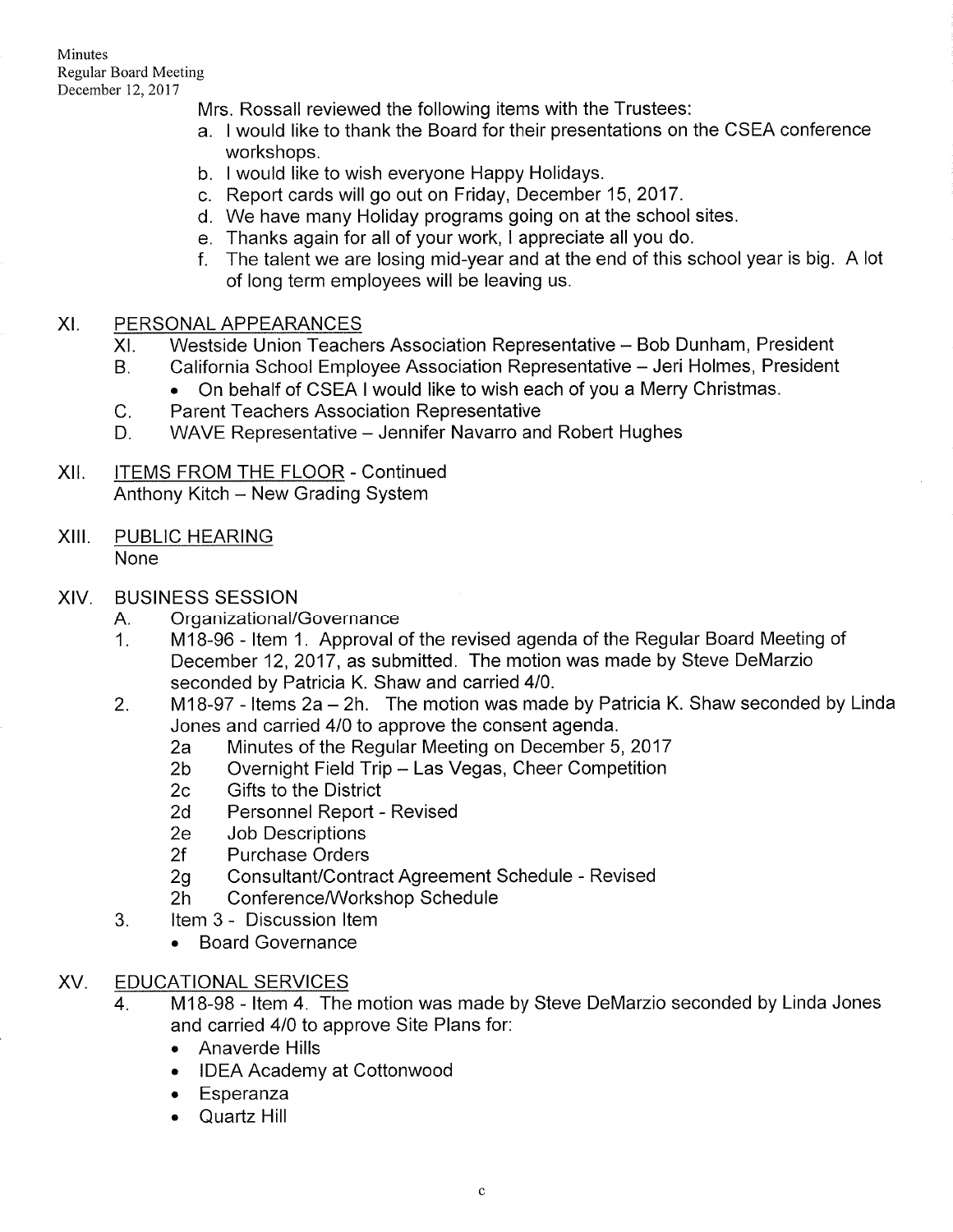Mrs. Rossall reviewed the following items with the Trustees:

a. I would like to thank the Board for their presentations on the CSEA conference workshops.
b. I would like to wish everyone Happy Holidays.
c. Report cards will go out on Friday, December 15, 2017.
d. We have many Holiday programs going on at the school sites.
e. Thanks again for all of your work, I appreciate all you do.
f. The talent we are losing mid-year and at the end of this school year is big. A lot of long term employees will be leaving us.

## XI. PERSONAL APPEARANCES

XI. Westside Union Teachers Association Representative – Bob Dunham, President

B. California School Employee Association Representative – Jeri Holmes, President
- On behalf of CSEA I would like to wish each of you a Merry Christmas.

C. Parent Teachers Association Representative

D. WAVE Representative – Jennifer Navarro and Robert Hughes

## XII. ITEMS FROM THE FLOOR - Continued

Anthony Kitch – New Grading System

## XIII. PUBLIC HEARING

None

## XIV. BUSINESS SESSION

A. Organizational/Governance

1. M18-96 - Item 1. Approval of the revised agenda of the Regular Board Meeting of December 12, 2017, as submitted. The motion was made by Steve DeMarzio seconded by Patricia K. Shaw and carried 4/0.
2. M18-97 - Items 2a – 2h. The motion was made by Patricia K. Shaw seconded by Linda Jones and carried 4/0 to approve the consent agenda.
   - 2a Minutes of the Regular Meeting on December 5, 2017
   - 2b Overnight Field Trip – Las Vegas, Cheer Competition
   - 2c Gifts to the District
   - 2d Personnel Report - Revised
   - 2e Job Descriptions
   - 2f Purchase Orders
   - 2g Consultant/Contract Agreement Schedule - Revised
   - 2h Conference/Workshop Schedule
3. Item 3 - Discussion Item
   - Board Governance

## XV. EDUCATIONAL SERVICES

4. M18-98 - Item 4. The motion was made by Steve DeMarzio seconded by Linda Jones and carried 4/0 to approve Site Plans for:
   - Anaverde Hills
   - IDEA Academy at Cottonwood
   - Esperanza
   - Quartz Hill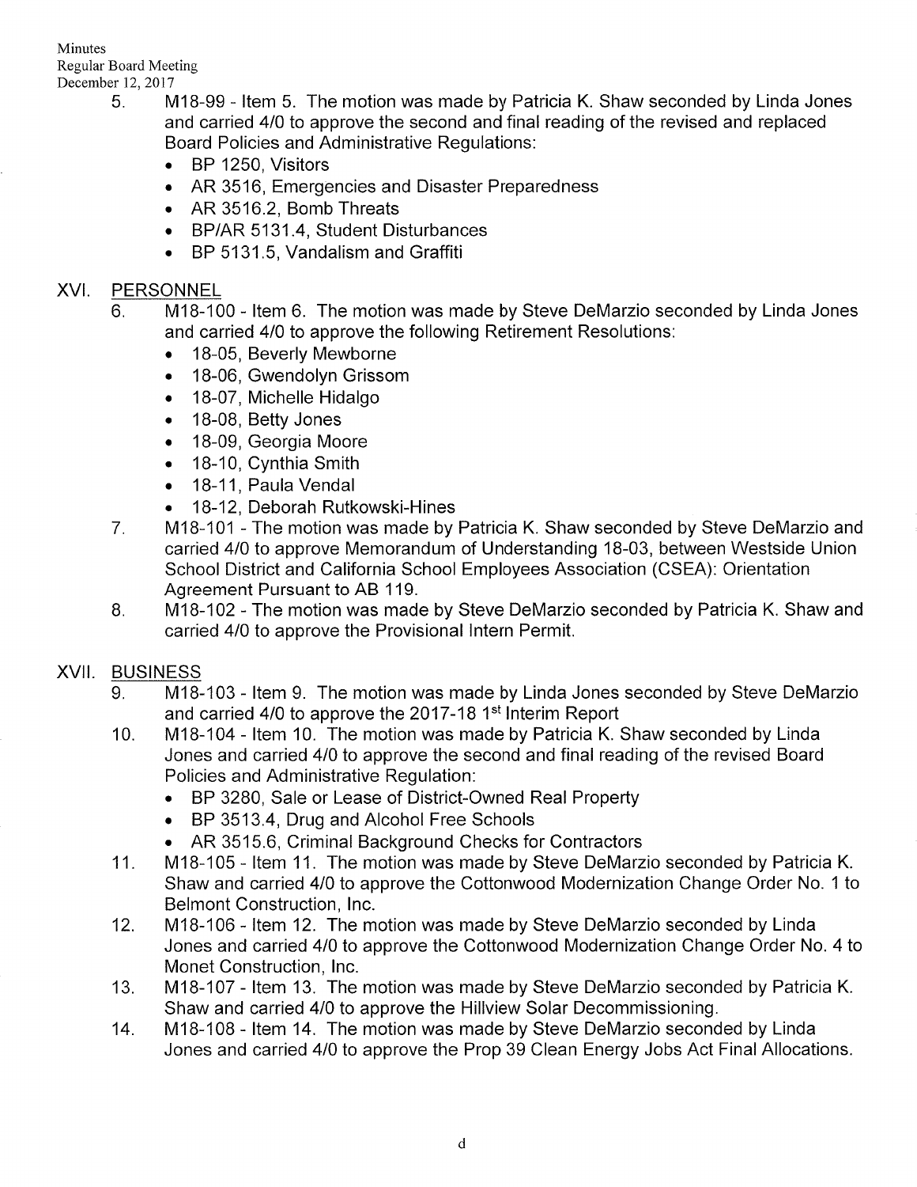5. M18-99 - Item 5. The motion was made by Patricia K. Shaw seconded by Linda Jones and carried 4/0 to approve the second and final reading of the revised and replaced Board Policies and Administrative Regulations:
   - BP 1250, Visitors
   - AR 3516, Emergencies and Disaster Preparedness
   - AR 3516.2, Bomb Threats
   - BP/AR 5131.4, Student Disturbances
   - BP 5131.5, Vandalism and Graffiti

## XVI. PERSONNEL

6. M18-100 - Item 6. The motion was made by Steve DeMarzio seconded by Linda Jones and carried 4/0 to approve the following Retirement Resolutions:
   - 18-05, Beverly Mewborne
   - 18-06, Gwendolyn Grissom
   - 18-07, Michelle Hidalgo
   - 18-08, Betty Jones
   - 18-09, Georgia Moore
   - 18-10, Cynthia Smith
   - 18-11, Paula Vendal
   - 18-12, Deborah Rutkowski-Hines
7. M18-101 - The motion was made by Patricia K. Shaw seconded by Steve DeMarzio and carried 4/0 to approve Memorandum of Understanding 18-03, between Westside Union School District and California School Employees Association (CSEA): Orientation Agreement Pursuant to AB 119.
8. M18-102 - The motion was made by Steve DeMarzio seconded by Patricia K. Shaw and carried 4/0 to approve the Provisional Intern Permit.

## XVII. BUSINESS

9. M18-103 - Item 9. The motion was made by Linda Jones seconded by Steve DeMarzio and carried 4/0 to approve the 2017-18 1st Interim Report
10. M18-104 - Item 10. The motion was made by Patricia K. Shaw seconded by Linda Jones and carried 4/0 to approve the second and final reading of the revised Board Policies and Administrative Regulation:
    - BP 3280, Sale or Lease of District-Owned Real Property
    - BP 3513.4, Drug and Alcohol Free Schools
    - AR 3515.6, Criminal Background Checks for Contractors
11. M18-105 - Item 11. The motion was made by Steve DeMarzio seconded by Patricia K. Shaw and carried 4/0 to approve the Cottonwood Modernization Change Order No. 1 to Belmont Construction, Inc.
12. M18-106 - Item 12. The motion was made by Steve DeMarzio seconded by Linda Jones and carried 4/0 to approve the Cottonwood Modernization Change Order No. 4 to Monet Construction, Inc.
13. M18-107 - Item 13. The motion was made by Steve DeMarzio seconded by Patricia K. Shaw and carried 4/0 to approve the Hillview Solar Decommissioning.
14. M18-108 - Item 14. The motion was made by Steve DeMarzio seconded by Linda Jones and carried 4/0 to approve the Prop 39 Clean Energy Jobs Act Final Allocations.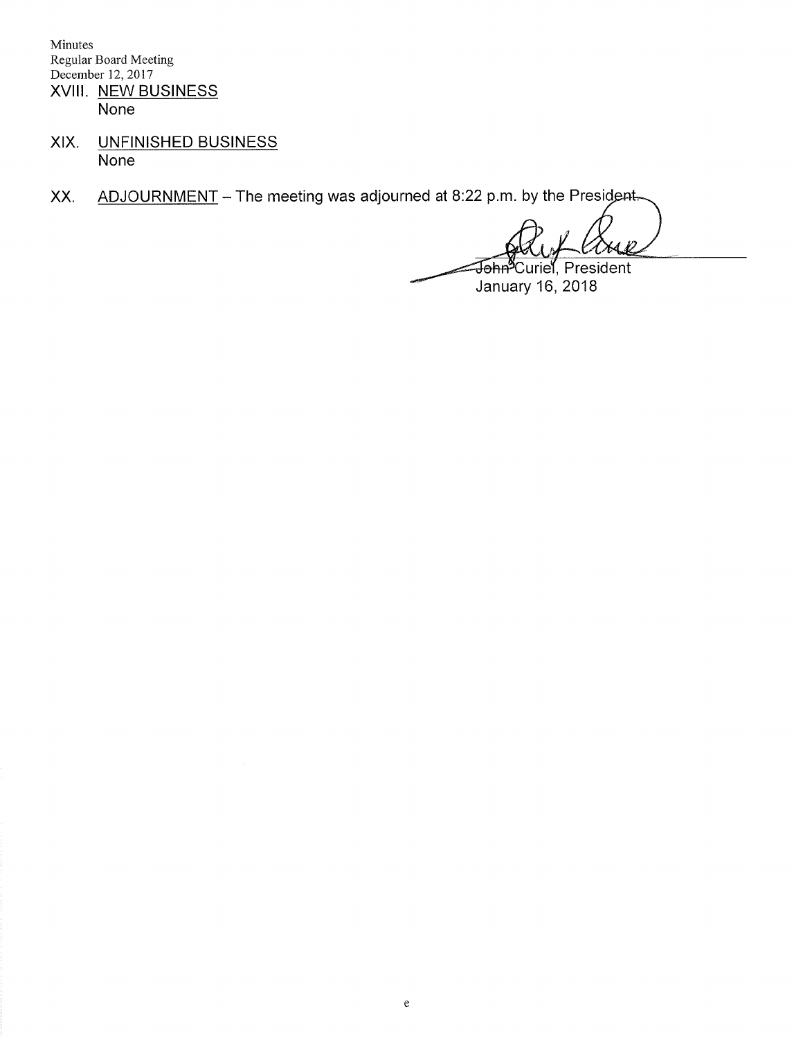XVIII. NEW BUSINESS

None

XIX. UNFINISHED BUSINESS

None

XX. ADJOURNMENT – The meeting was adjourned at 8:22 p.m. by the President.

John Curiel, President
January 16, 2018